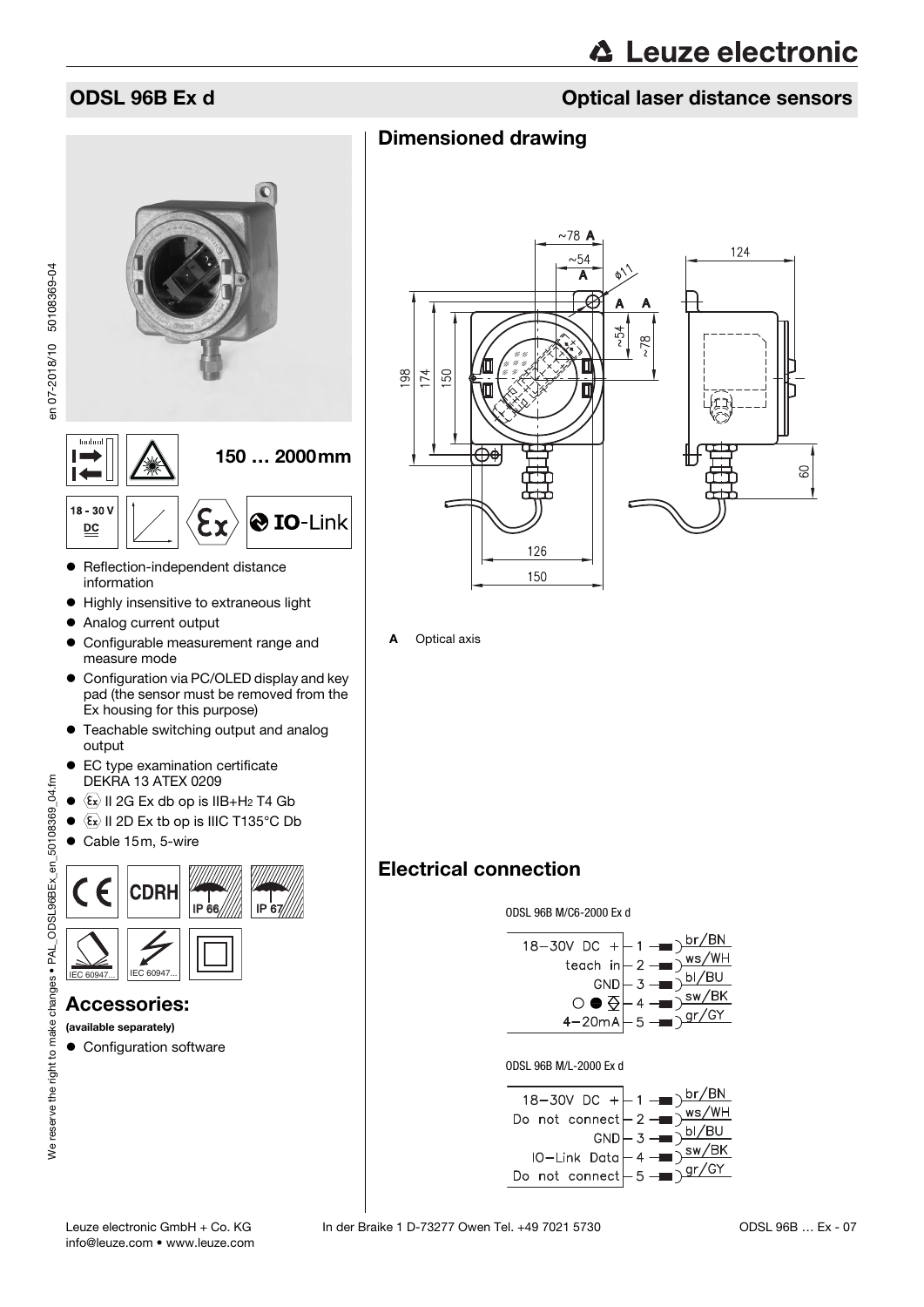# ODSL 96B Ex d

## Optical laser distance sensors

150 … 2000mm

18 - 30 V DC

IO-Link

- Reflection-independent distance information
- Highly insensitive to extraneous light
- Analog current output
- Configurable measurement range and measure mode
- Configuration via PC/OLED display and key pad (the sensor must be removed from the Ex housing for this purpose)
- Teachable switching output and analog output
- EC type examination certificate DEKRA 13 ATEX 0209
- Ex II 2G Ex db op is IIB+$H_2$ T4 Gb
- Ex II 2D Ex tb op is IIIC T135°C Db
- Cable 15m, 5-wire

IP 66 IP 67

IEC 60947... IEC 60947...

## Accessories:

**(available separately)**

- Configuration software

## Dimensioned drawing

A Optical axis

## Electrical connection

ODSL 96B M/C6-2000 Ex d

| Signal | Pin | Wire |
|---|---|---|
| 18–30V DC + | 1 | br/BN |
| teach in | 2 | ws/WH |
| GND | 3 | bl/BU |
| switching output | 4 | sw/BK |
| 4–20mA | 5 | gr/GY |

ODSL 96B M/L-2000 Ex d

| Signal | Pin | Wire |
|---|---|---|
| 18–30V DC + | 1 | br/BN |
| Do not connect | 2 | ws/WH |
| GND | 3 | bl/BU |
| IO-Link Data | 4 | sw/BK |
| Do not connect | 5 | gr/GY |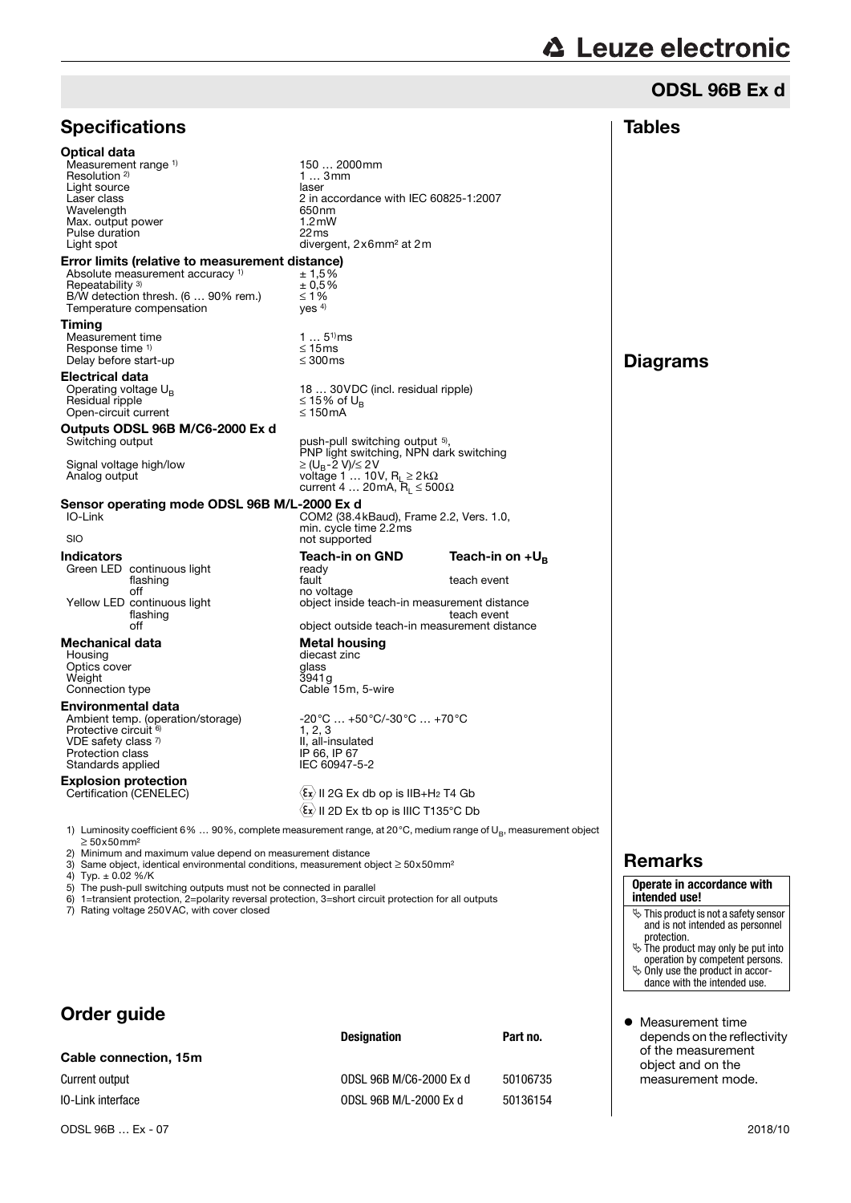# ODSL 96B Ex d

## Specifications

### Optical data

| | |
|---|---|
| Measurement range [1] | 150 … 2000mm |
| Resolution [2] | 1 … 3mm |
| Light source | laser |
| Laser class | 2 in accordance with IEC 60825-1:2007 |
| Wavelength | 650nm |
| Max. output power | 1.2mW |
| Pulse duration | 22ms |
| Light spot | divergent, 2x6mm² at 2m |

### Error limits (relative to measurement distance)

| | |
|---|---|
| Absolute measurement accuracy [1] | ± 1,5% |
| Repeatability [3] | ± 0,5% |
| B/W detection thresh. (6 … 90% rem.) | ≤ 1% |
| Temperature compensation | yes [4] |

### Timing

| | |
|---|---|
| Measurement time | 1 … 5[1]ms |
| Response time [1] | ≤ 15ms |
| Delay before start-up | ≤ 300ms |

### Electrical data

| | |
|---|---|
| Operating voltage $U_B$ | 18 … 30VDC (incl. residual ripple) |
| Residual ripple | ≤ 15% of $U_B$ |
| Open-circuit current | ≤ 150mA |

### Outputs ODSL 96B M/C6-2000 Ex d

| | |
|---|---|
| Switching output | push-pull switching output [5], PNP light switching, NPN dark switching |
| Signal voltage high/low | $\geq (U_B - 2\ V) / \leq 2V$ |
| Analog output | voltage 1 … 10V, $R_L \geq 2k\Omega$ <br> current 4 … 20mA, $R_L \leq 500\Omega$ |

### Sensor operating mode ODSL 96B M/L-2000 Ex d

| | |
|---|---|
| IO-Link | COM2 (38.4kBaud), Frame 2.2, Vers. 1.0, min. cycle time 2.2ms |
| SIO | not supported |

### Indicators

| | | Teach-in on GND | Teach-in on $+U_B$ |
|---|---|---|---|
| Green LED | continuous light | ready | |
| | flashing | fault | teach event |
| | off | no voltage | |
| Yellow LED | continuous light | object inside teach-in measurement distance | |
| | flashing | | teach event |
| | off | object outside teach-in measurement distance | |

### Mechanical data

| | Metal housing |
|---|---|
| Housing | diecast zinc |
| Optics cover | glass |
| Weight | 3941g |
| Connection type | Cable 15m, 5-wire |

### Environmental data

| | |
|---|---|
| Ambient temp. (operation/storage) | -20°C … +50°C/-30°C … +70°C |
| Protective circuit [6] | 1, 2, 3 |
| VDE safety class [7] | II, all-insulated |
| Protection class | IP 66, IP 67 |
| Standards applied | IEC 60947-5-2 |

### Explosion protection

| | |
|---|---|
| Certification (CENELEC) | Ⓔx II 2G Ex db op is IIB+$H_2$ T4 Gb <br> Ⓔx II 2D Ex tb op is IIIC T135°C Db |

1) Luminosity coefficient 6% … 90%, complete measurement range, at 20°C, medium range of $U_B$, measurement object ≥ 50x50mm²
2) Minimum and maximum value depend on measurement distance
3) Same object, identical environmental conditions, measurement object ≥ 50x50mm²
4) Typ. ± 0.02 %/K
5) The push-pull switching outputs must not be connected in parallel
6) 1=transient protection, 2=polarity reversal protection, 3=short circuit protection for all outputs
7) Rating voltage 250VAC, with cover closed

## Order guide

| | Designation | Part no. |
|---|---|---|
| **Cable connection, 15m** | | |
| Current output | ODSL 96B M/C6-2000 Ex d | 50106735 |
| IO-Link interface | ODSL 96B M/L-2000 Ex d | 50136154 |

## Tables

## Diagrams

## Remarks

**Operate in accordance with intended use!**

- This product is not a safety sensor and is not intended as personnel protection.
- The product may only be put into operation by competent persons.
- Only use the product in accordance with the intended use.

- Measurement time depends on the reflectivity of the measurement object and on the measurement mode.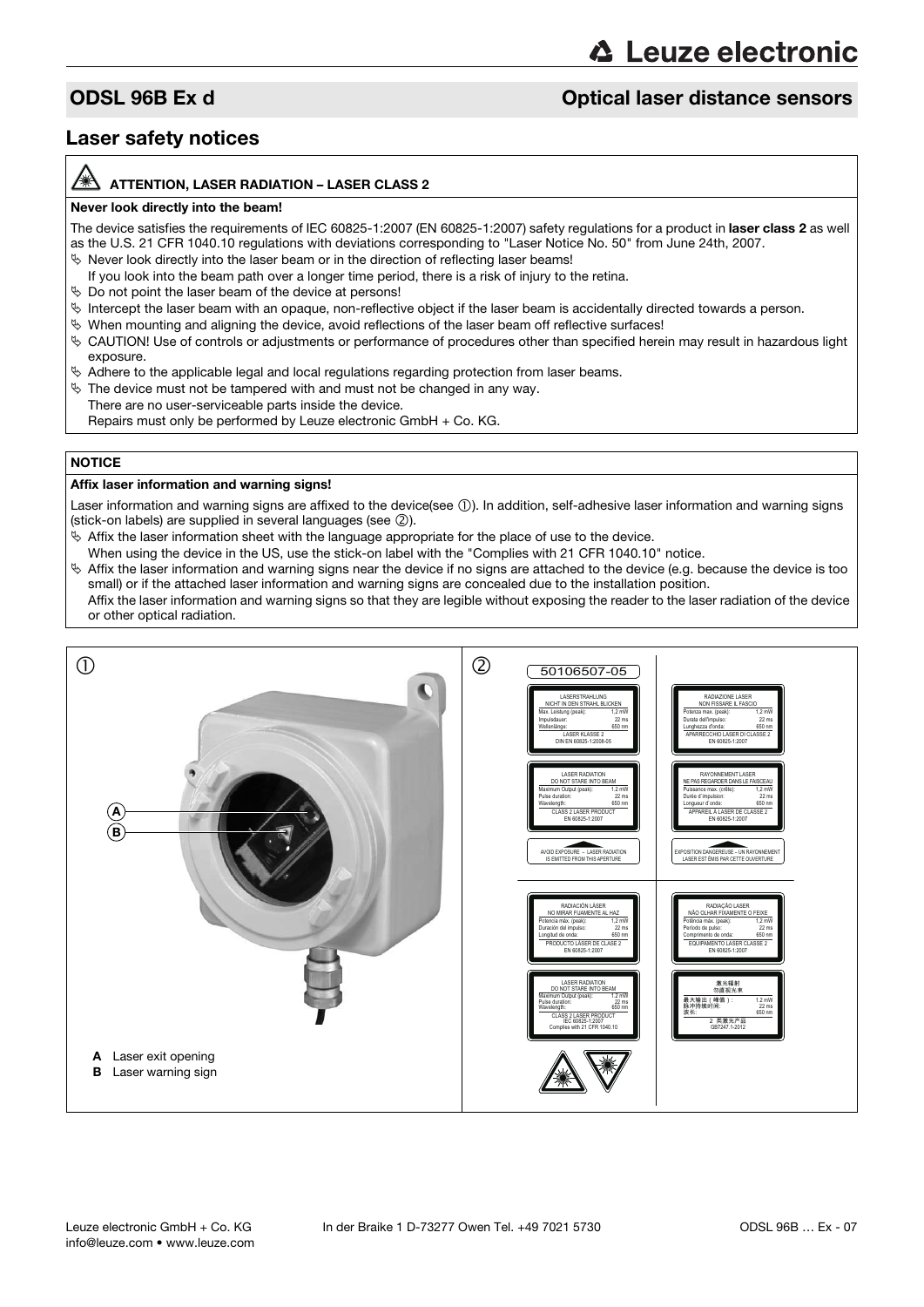# ODSL 96B Ex d — Optical laser distance sensors

## Laser safety notices

**ATTENTION, LASER RADIATION – LASER CLASS 2**

**Never look directly into the beam!**

The device satisfies the requirements of IEC 60825-1:2007 (EN 60825-1:2007) safety regulations for a product in **laser class 2** as well as the U.S. 21 CFR 1040.10 regulations with deviations corresponding to "Laser Notice No. 50" from June 24th, 2007.

- Never look directly into the laser beam or in the direction of reflecting laser beams!
  If you look into the beam path over a longer time period, there is a risk of injury to the retina.
- Do not point the laser beam of the device at persons!
- Intercept the laser beam with an opaque, non-reflective object if the laser beam is accidentally directed towards a person.
- When mounting and aligning the device, avoid reflections of the laser beam off reflective surfaces!
- CAUTION! Use of controls or adjustments or performance of procedures other than specified herein may result in hazardous light exposure.
- Adhere to the applicable legal and local regulations regarding protection from laser beams.
- The device must not be tampered with and must not be changed in any way.
  There are no user-serviceable parts inside the device.
  Repairs must only be performed by Leuze electronic GmbH + Co. KG.

**NOTICE**

**Affix laser information and warning signs!**

Laser information and warning signs are affixed to the device(see ①). In addition, self-adhesive laser information and warning signs (stick-on labels) are supplied in several languages (see ②).

- Affix the laser information sheet with the language appropriate for the place of use to the device.
  When using the device in the US, use the stick-on label with the "Complies with 21 CFR 1040.10" notice.
- Affix the laser information and warning signs near the device if no signs are attached to the device (e.g. because the device is too small) or if the attached laser information and warning signs are concealed due to the installation position.
  Affix the laser information and warning signs so that they are legible without exposing the reader to the laser radiation of the device or other optical radiation.

①

**A** Laser exit opening
**B** Laser warning sign

②

50106507-05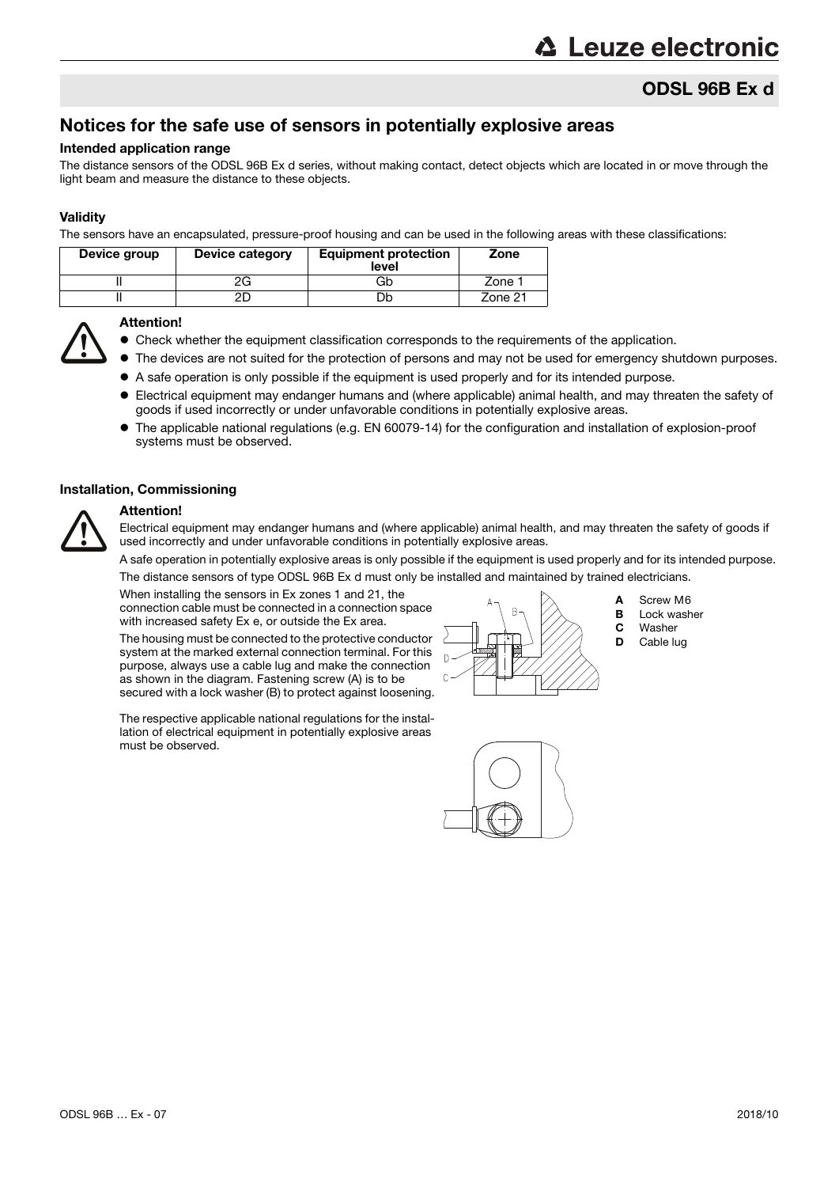## ODSL 96B Ex d

# Notices for the safe use of sensors in potentially explosive areas

### Intended application range

The distance sensors of the ODSL 96B Ex d series, without making contact, detect objects which are located in or move through the light beam and measure the distance to these objects.

### Validity

The sensors have an encapsulated, pressure-proof housing and can be used in the following areas with these classifications:

| Device group | Device category | Equipment protection level | Zone |
|---|---|---|---|
| II | 2G | Gb | Zone 1 |
| II | 2D | Db | Zone 21 |

**Attention!**

- Check whether the equipment classification corresponds to the requirements of the application.
- The devices are not suited for the protection of persons and may not be used for emergency shutdown purposes.
- A safe operation is only possible if the equipment is used properly and for its intended purpose.
- Electrical equipment may endanger humans and (where applicable) animal health, and may threaten the safety of goods if used incorrectly or under unfavorable conditions in potentially explosive areas.
- The applicable national regulations (e.g. EN 60079-14) for the configuration and installation of explosion-proof systems must be observed.

### Installation, Commissioning

**Attention!**

Electrical equipment may endanger humans and (where applicable) animal health, and may threaten the safety of goods if used incorrectly and under unfavorable conditions in potentially explosive areas.

A safe operation in potentially explosive areas is only possible if the equipment is used properly and for its intended purpose.

The distance sensors of type ODSL 96B Ex d must only be installed and maintained by trained electricians.

When installing the sensors in Ex zones 1 and 21, the connection cable must be connected in a connection space with increased safety Ex e, or outside the Ex area.

The housing must be connected to the protective conductor system at the marked external connection terminal. For this purpose, always use a cable lug and make the connection as shown in the diagram. Fastening screw (A) is to be secured with a lock washer (B) to protect against loosening.

**A** Screw M6
**B** Lock washer
**C** Washer
**D** Cable lug

The respective applicable national regulations for the installation of electrical equipment in potentially explosive areas must be observed.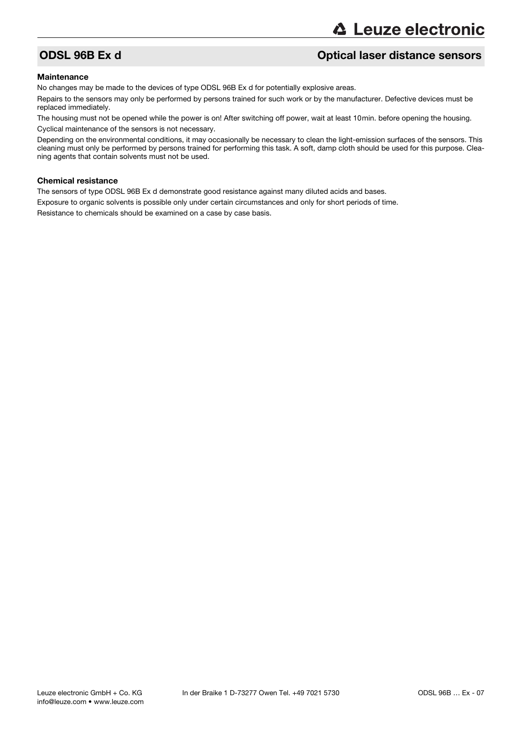## Maintenance

No changes may be made to the devices of type ODSL 96B Ex d for potentially explosive areas.

Repairs to the sensors may only be performed by persons trained for such work or by the manufacturer. Defective devices must be replaced immediately.

The housing must not be opened while the power is on! After switching off power, wait at least 10min. before opening the housing.

Cyclical maintenance of the sensors is not necessary.

Depending on the environmental conditions, it may occasionally be necessary to clean the light-emission surfaces of the sensors. This cleaning must only be performed by persons trained for performing this task. A soft, damp cloth should be used for this purpose. Cleaning agents that contain solvents must not be used.

## Chemical resistance

The sensors of type ODSL 96B Ex d demonstrate good resistance against many diluted acids and bases.

Exposure to organic solvents is possible only under certain circumstances and only for short periods of time.

Resistance to chemicals should be examined on a case by case basis.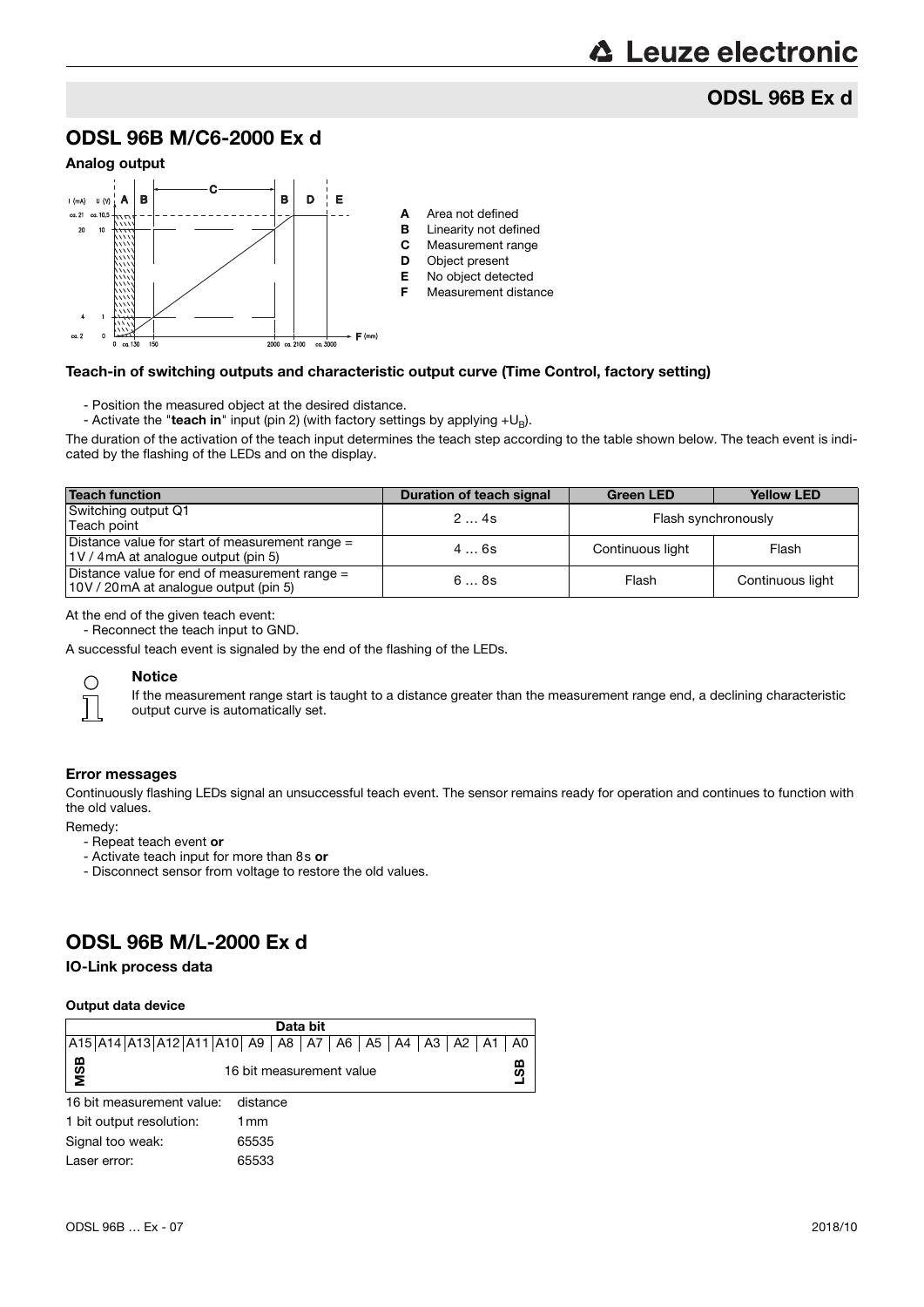## ODSL 96B M/C6-2000 Ex d

### Analog output

I (mA) U (V) A B C B D E
ca. 21 ca. 10,5
20 10
4 1
ca. 2 0
0 ca. 130 150 2000 ca. 2100 ca. 3000 F (mm)

**A** Area not defined
**B** Linearity not defined
**C** Measurement range
**D** Object present
**E** No object detected
**F** Measurement distance

### Teach-in of switching outputs and characteristic output curve (Time Control, factory setting)

- Position the measured object at the desired distance.
- Activate the "**teach in**" input (pin 2) (with factory settings by applying $+U_B$).

The duration of the activation of the teach input determines the teach step according to the table shown below. The teach event is indicated by the flashing of the LEDs and on the display.

| Teach function | Duration of teach signal | Green LED | Yellow LED |
|---|---|---|---|
| Switching output Q1 Teach point | 2 … 4s | Flash synchronously | |
| Distance value for start of measurement range = 1V / 4mA at analogue output (pin 5) | 4 … 6s | Continuous light | Flash |
| Distance value for end of measurement range = 10V / 20mA at analogue output (pin 5) | 6 … 8s | Flash | Continuous light |

At the end of the given teach event:
- Reconnect the teach input to GND.

A successful teach event is signaled by the end of the flashing of the LEDs.

**Notice**

If the measurement range start is taught to a distance greater than the measurement range end, a declining characteristic output curve is automatically set.

### Error messages

Continuously flashing LEDs signal an unsuccessful teach event. The sensor remains ready for operation and continues to function with the old values.

Remedy:
- Repeat teach event **or**
- Activate teach input for more than 8s **or**
- Disconnect sensor from voltage to restore the old values.

## ODSL 96B M/L-2000 Ex d

### IO-Link process data

#### Output data device

| Data bit | | | | | | | | | | | | | | | |
|---|---|---|---|---|---|---|---|---|---|---|---|---|---|---|---|
| A15 | A14 | A13 | A12 | A11 | A10 | A9 | A8 | A7 | A6 | A5 | A4 | A3 | A2 | A1 | A0 |
| MSB | 16 bit measurement value | | | | | | | | | | | | | | LSB |

| | |
|---|---|
| 16 bit measurement value: | distance |
| 1 bit output resolution: | 1mm |
| Signal too weak: | 65535 |
| Laser error: | 65533 |